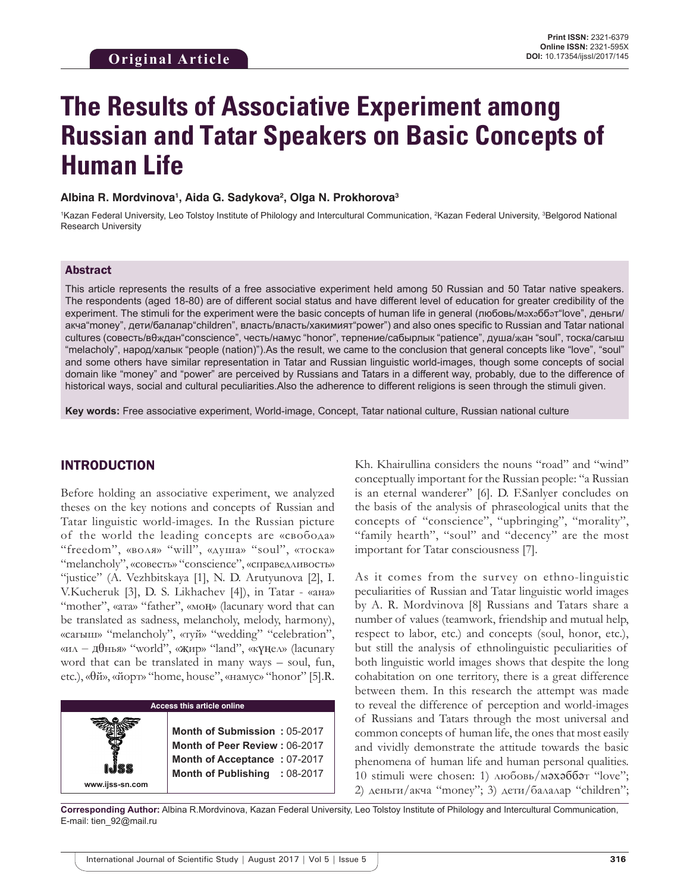Original Article

# The Results of Associative Experiment among Russian and Tatar Speakers on Basic Concepts of Human Life

**Albina R. Mordvinova[1], Aida G. Sadykova[2], Olga N. Prokhorova[3]**

[1]Kazan Federal University, Leo Tolstoy Institute of Philology and Intercultural Communication, [2]Kazan Federal University, [3]Belgorod National Research University

## Abstract

This article represents the results of a free associative experiment held among 50 Russian and 50 Tatar native speakers. The respondents (aged 18-80) are of different social status and have different level of education for greater credibility of the experiment. The stimuli for the experiment were the basic concepts of human life in general (любовь/мәхәббәт"love", деньги/акча"money", дети/балалар"children", власть/власть/хакимият"power") and also ones specific to Russian and Tatar national cultures (совесть/вөҗдан"conscience", честь/намус "honor", терпение/сабырлык "patience", душа/жан "soul", тоска/сагыш "melacholy", народ/халык "people (nation)").As the result, we came to the conclusion that general concepts like "love", "soul" and some others have similar representation in Tatar and Russian linguistic world-images, though some concepts of social domain like "money" and "power" are perceived by Russians and Tatars in a different way, probably, due to the difference of historical ways, social and cultural peculiarities.Also the adherence to different religions is seen through the stimuli given.

**Key words:** Free associative experiment, World-image, Concept, Tatar national culture, Russian national culture

## INTRODUCTION

Before holding an associative experiment, we analyzed theses on the key notions and concepts of Russian and Tatar linguistic world-images. In the Russian picture of the world the leading concepts are «свобода» "freedom", «воля» "will", «душа» "soul", «тоска» "melancholy", «совесть» "conscience", «справедливость» "justice" (A. Vezhbitskaya [1], N. D. Arutyunova [2], I. V.Kucheruk [3], D. S. Likhachev [4]), in Tatar - «ана» "mother", «ата» "father", «моң» (lacunary word that can be translated as sadness, melancholy, melody, harmony), «сагыш» "melancholy", «туй» "wedding" "celebration", «ил – дөнья» "world", «җир» "land", «күңел» (lacunary word that can be translated in many ways – soul, fun, etc.), «өй», «йорт» "home, house", «намус» "honor" [5].R. Kh. Khairullina considers the nouns "road" and "wind" conceptually important for the Russian people: "a Russian is an eternal wanderer" [6]. D. F.Sanlyer concludes on the basis of the analysis of phraseological units that the concepts of "conscience", "upbringing", "morality", "family hearth", "soul" and "decency" are the most important for Tatar consciousness [7].

As it comes from the survey on ethno-linguistic peculiarities of Russian and Tatar linguistic world images by A. R. Mordvinova [8] Russians and Tatars share a number of values (teamwork, friendship and mutual help, respect to labor, etc.) and concepts (soul, honor, etc.), but still the analysis of ethnolinguistic peculiarities of both linguistic world images shows that despite the long cohabitation on one territory, there is a great difference between them. In this research the attempt was made to reveal the difference of perception and world-images of Russians and Tatars through the most universal and common concepts of human life, the ones that most easily and vividly demonstrate the attitude towards the basic phenomena of human life and human personal qualities. 10 stimuli were chosen: 1) любовь/мәхәббәт "love"; 2) деньги/акча "money"; 3) дети/балалар "children";

| Access this article online | |
|---|---|
| www.ijss-sn.com | **Month of Submission :** 05-2017<br>**Month of Peer Review :** 06-2017<br>**Month of Acceptance :** 07-2017<br>**Month of Publishing :** 08-2017 |

**Corresponding Author:** Albina R.Mordvinova, Kazan Federal University, Leo Tolstoy Institute of Philology and Intercultural Communication, E-mail: tien_92@mail.ru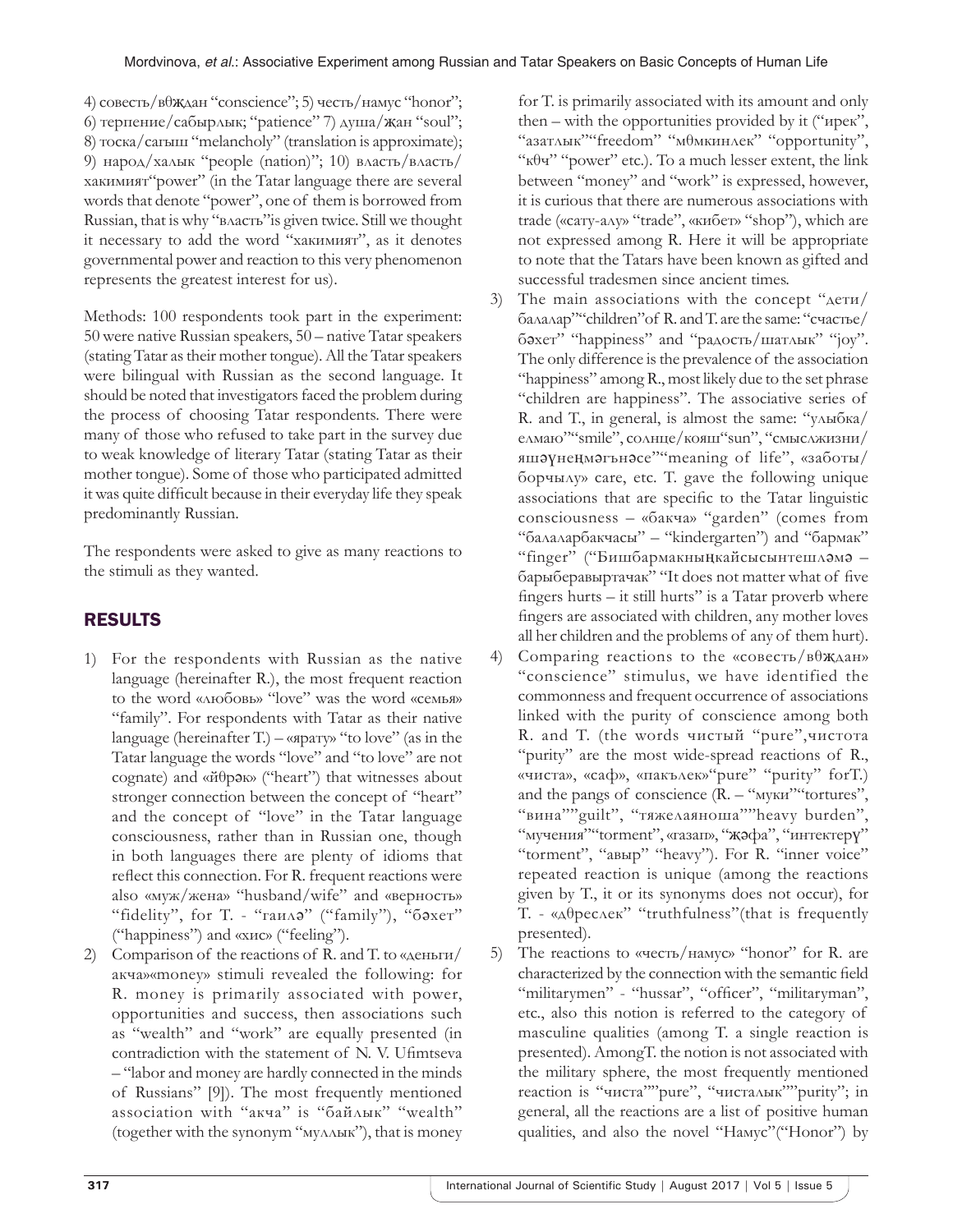4) совесть/вөҗдан "conscience"; 5) честь/намус "honor"; 6) терпение/сабырлык; "patience" 7) душа/җан "soul"; 8) тоска/сагыш "melancholy" (translation is approximate); 9) народ/халык "people (nation)"; 10) власть/власть/хакимият"power" (in the Tatar language there are several words that denote "power", one of them is borrowed from Russian, that is why "власть"is given twice. Still we thought it necessary to add the word "хакимият", as it denotes governmental power and reaction to this very phenomenon represents the greatest interest for us).

Methods: 100 respondents took part in the experiment: 50 were native Russian speakers, 50 – native Tatar speakers (stating Tatar as their mother tongue). All the Tatar speakers were bilingual with Russian as the second language. It should be noted that investigators faced the problem during the process of choosing Tatar respondents. There were many of those who refused to take part in the survey due to weak knowledge of literary Tatar (stating Tatar as their mother tongue). Some of those who participated admitted it was quite difficult because in their everyday life they speak predominantly Russian.

The respondents were asked to give as many reactions to the stimuli as they wanted.

## RESULTS

1) For the respondents with Russian as the native language (hereinafter R.), the most frequent reaction to the word «любовь» "love" was the word «семья» "family". For respondents with Tatar as their native language (hereinafter T.) – «ярату» "to love" (as in the Tatar language the words "love" and "to love" are not cognate) and «йөрәк» ("heart") that witnesses about stronger connection between the concept of "heart" and the concept of "love" in the Tatar language consciousness, rather than in Russian one, though in both languages there are plenty of idioms that reflect this connection. For R. frequent reactions were also «муж/жена» "husband/wife" and «верность» "fidelity", for T. - "гаилә" ("family"), "бәхет" ("happiness") and «хис» ("feeling").
2) Comparison of the reactions of R. and T. to «деньги/акча»«money» stimuli revealed the following: for R. money is primarily associated with power, opportunities and success, then associations such as "wealth" and "work" are equally presented (in contradiction with the statement of N. V. Ufimtseva – "labor and money are hardly connected in the minds of Russians" [9]). The most frequently mentioned association with "акча" is "байлык" "wealth" (together with the synonym "муллык"), that is money for T. is primarily associated with its amount and only then – with the opportunities provided by it ("ирек", "азатлык""freedom" "мөмкинлек" "opportunity", "көч" "power" etc.). To a much lesser extent, the link between "money" and "work" is expressed, however, it is curious that there are numerous associations with trade («сату-алу» "trade", «кибет» "shop"), which are not expressed among R. Here it will be appropriate to note that the Tatars have been known as gifted and successful tradesmen since ancient times.
3) The main associations with the concept "дети/балалар""children"of R. and T. are the same: "счастье/бәхет" "happiness" and "радость/шатлык" "joy". The only difference is the prevalence of the association "happiness" among R., most likely due to the set phrase "children are happiness". The associative series of R. and T., in general, is almost the same: "улыбка/елмаю""smile", солнце/кояш"sun", "смыслжизни/яшәүнеңмәгънәсе""meaning of life", «заботы/борчылу» care, etc. T. gave the following unique associations that are specific to the Tatar linguistic consciousness – «бакча» "garden" (comes from "балаларбакчасы" – "kindergarten") and "бармак" "finger" ("Бишбармакныңкайсысынтешләмә – барыберавыртачак" "It does not matter what of five fingers hurts – it still hurts" is a Tatar proverb where fingers are associated with children, any mother loves all her children and the problems of any of them hurt).
4) Comparing reactions to the «совесть/вөҗдан» "conscience" stimulus, we have identified the commonness and frequent occurrence of associations linked with the purity of conscience among both R. and T. (the words чистый "pure",чистота "purity" are the most wide-spread reactions of R., «чиста», «саф», «пакълек»"pure" "purity" forT.) and the pangs of conscience (R. – "муки""tortures", "вина""guilt", "тяжелаяноша""heavy burden", "мучения""torment", «газап», "җәфа", "интектерү" "torment", "авыр" "heavy"). For R. "inner voice" repeated reaction is unique (among the reactions given by T., it or its synonyms does not occur), for T. - «дөреслек" "truthfulness"(that is frequently presented).
5) The reactions to «честь/намус» "honor" for R. are characterized by the connection with the semantic field "militarymen" - "hussar", "officer", "militaryman", etc., also this notion is referred to the category of masculine qualities (among T. a single reaction is presented). AmongT. the notion is not associated with the military sphere, the most frequently mentioned reaction is "чиста""pure", "чисталык""purity"; in general, all the reactions are a list of positive human qualities, and also the novel "Намус"("Honor") by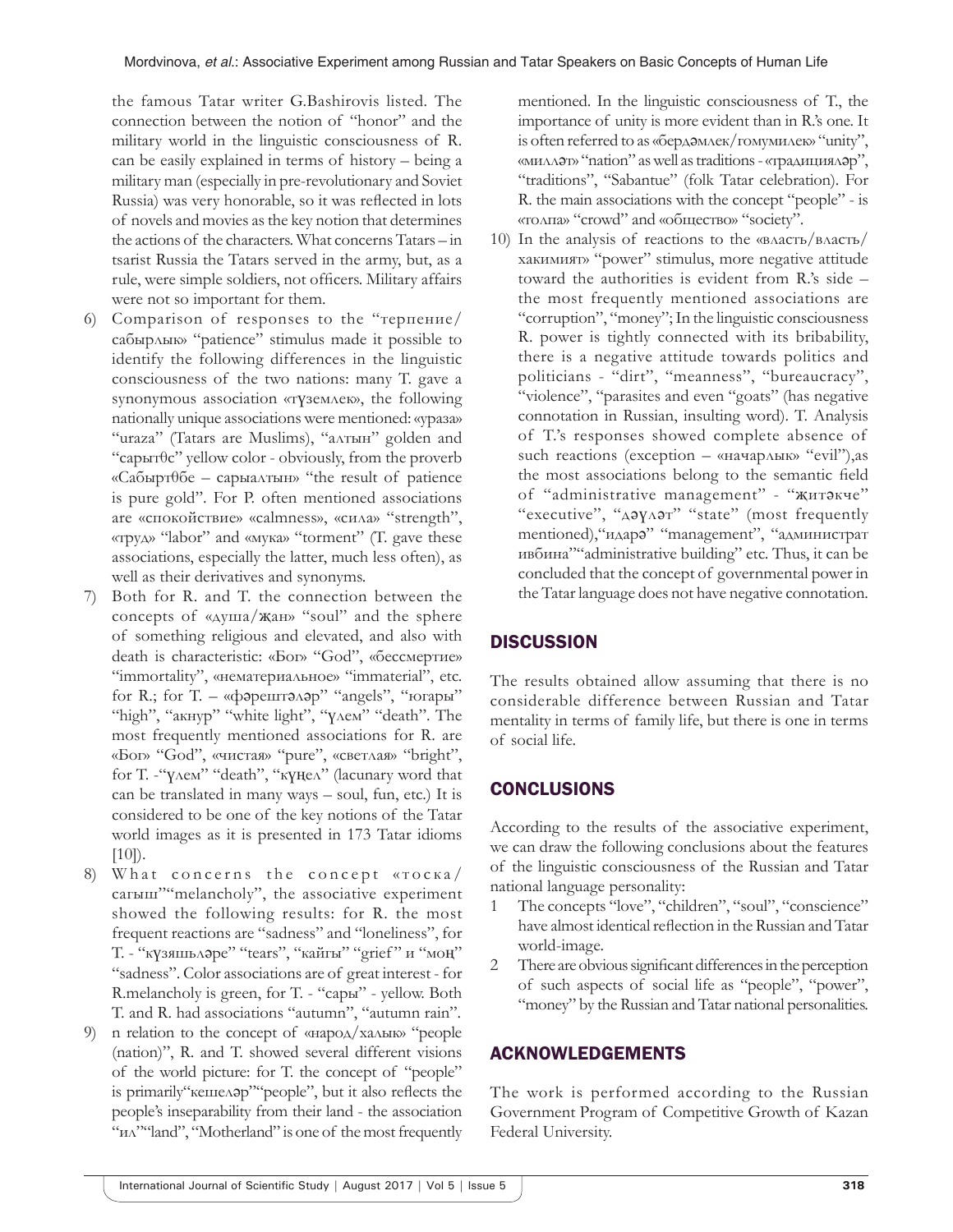the famous Tatar writer G.Bashirovis listed. The connection between the notion of "honor" and the military world in the linguistic consciousness of R. can be easily explained in terms of history – being a military man (especially in pre-revolutionary and Soviet Russia) was very honorable, so it was reflected in lots of novels and movies as the key notion that determines the actions of the characters. What concerns Tatars – in tsarist Russia the Tatars served in the army, but, as a rule, were simple soldiers, not officers. Military affairs were not so important for them.

6) Comparison of responses to the "терпение/сабырлык" "patience" stimulus made it possible to identify the following differences in the linguistic consciousness of the two nations: many T. gave a synonymous association «түземлек», the following nationally unique associations were mentioned: «ураза» "uraza" (Tatars are Muslims), "алтын" golden and "сарытөс" yellow color - obviously, from the proverb «Сабыртөбе – сарыалтын» "the result of patience is pure gold". For P. often mentioned associations are «спокойствие» «calmness», «сила» "strength", «труд» "labor" and «мука» "torment" (T. gave these associations, especially the latter, much less often), as well as their derivatives and synonyms.
7) Both for R. and T. the connection between the concepts of «душа/җан» "soul" and the sphere of something religious and elevated, and also with death is characteristic: «Бог» "God", «бессмертие» "immortality", «нематериальное» "immaterial", etc. for R.; for T. – «фәрештәләр" "angels", "югары" "high", "акнур" "white light", "үлем" "death". The most frequently mentioned associations for R. are «Бог» "God", «чистая» "pure", «светлая» "bright", for T. -"үлем" "death", "күңел" (lacunary word that can be translated in many ways – soul, fun, etc.) It is considered to be one of the key notions of the Tatar world images as it is presented in 173 Tatar idioms [10]).
8) What concerns the concept «тоска/сагыш""melancholy", the associative experiment showed the following results: for R. the most frequent reactions are "sadness" and "loneliness", for T. - "күзяшьләре" "tears", "кайгы" "grief" и "моң" "sadness". Color associations are of great interest - for R.melancholy is green, for T. - "сары" - yellow. Both T. and R. had associations "autumn", "autumn rain".
9) n relation to the concept of «народ/халык» "people (nation)", R. and T. showed several different visions of the world picture: for T. the concept of "people" is primarily"кешеләр""people", but it also reflects the people's inseparability from their land - the association "ил""land", "Motherland" is one of the most frequently mentioned. In the linguistic consciousness of T., the importance of unity is more evident than in R.'s one. It is often referred to as «бердәмлек/гомумилек» "unity", «милләт» "nation" as well as traditions - «традицияләр", "traditions", "Sabantue" (folk Tatar celebration). For R. the main associations with the concept "people" - is «толпа» "crowd" and «общество» "society".
10) In the analysis of reactions to the «власть/власть/хакимият» "power" stimulus, more negative attitude toward the authorities is evident from R.'s side – the most frequently mentioned associations are "corruption", "money"; In the linguistic consciousness R. power is tightly connected with its bribability, there is a negative attitude towards politics and politicians - "dirt", "meanness", "bureaucracy", "violence", "parasites and even "goats" (has negative connotation in Russian, insulting word). T. Analysis of T.'s responses showed complete absence of such reactions (exception – «начарлык» "evil"),as the most associations belong to the semantic field of "administrative management" - "житәкче" "executive", "дәүләт" "state" (most frequently mentioned),"идарә" "management", "администрат ивбина""administrative building" etc. Thus, it can be concluded that the concept of governmental power in the Tatar language does not have negative connotation.

## DISCUSSION

The results obtained allow assuming that there is no considerable difference between Russian and Tatar mentality in terms of family life, but there is one in terms of social life.

## CONCLUSIONS

According to the results of the associative experiment, we can draw the following conclusions about the features of the linguistic consciousness of the Russian and Tatar national language personality:

1 The concepts "love", "children", "soul", "conscience" have almost identical reflection in the Russian and Tatar world-image.
2 There are obvious significant differences in the perception of such aspects of social life as "people", "power", "money" by the Russian and Tatar national personalities.

## ACKNOWLEDGEMENTS

The work is performed according to the Russian Government Program of Competitive Growth of Kazan Federal University.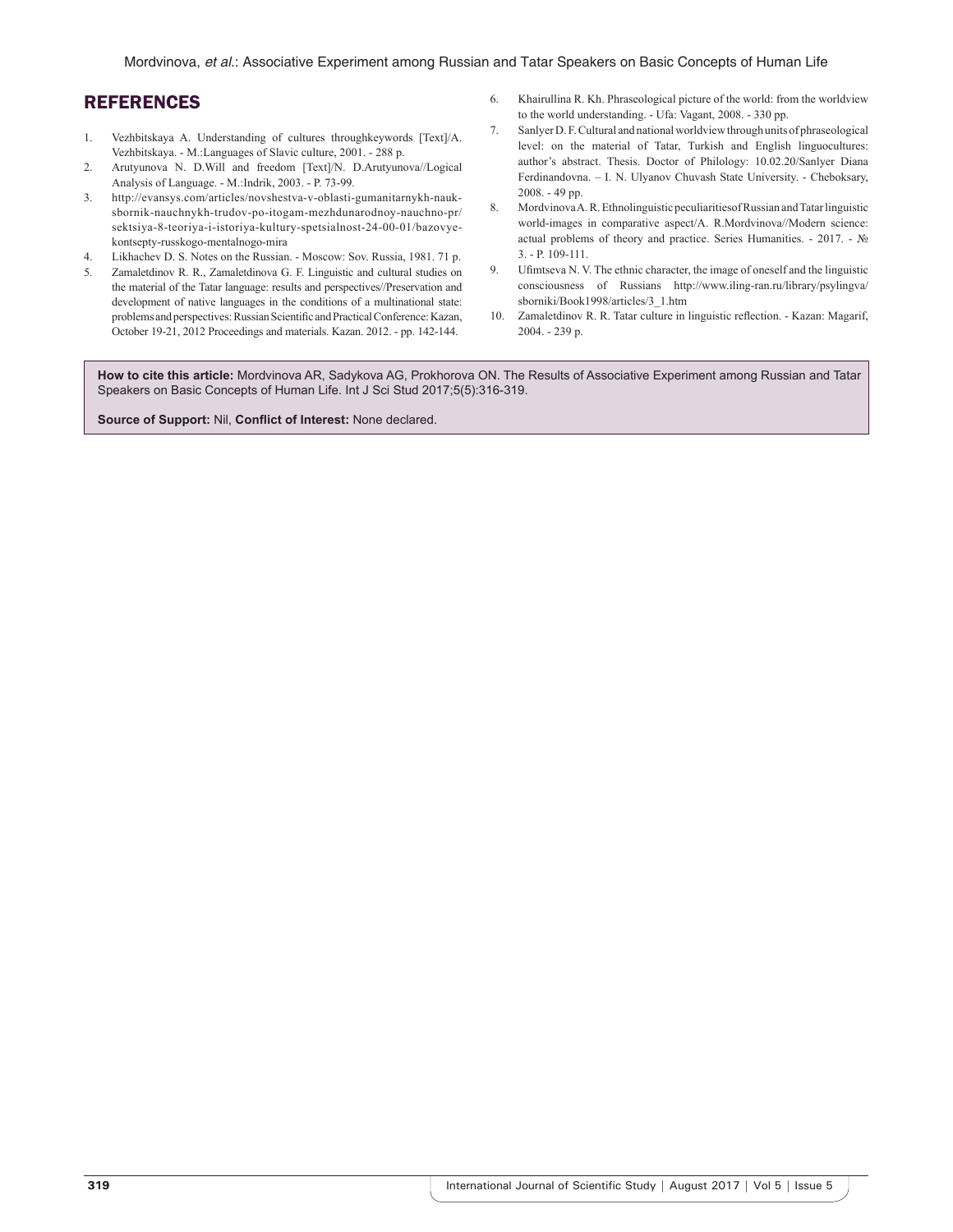## REFERENCES

1. Vezhbitskaya A. Understanding of cultures throughkeywords [Text]/A. Vezhbitskaya. - M.:Languages of Slavic culture, 2001. - 288 p.
2. Arutyunova N. D.Will and freedom [Text]/N. D.Arutyunova//Logical Analysis of Language. - M.:Indrik, 2003. - P. 73-99.
3. http://evansys.com/articles/novshestva-v-oblasti-gumanitarnykh-nauk-sbornik-nauchnykh-trudov-po-itogam-mezhdunarodnoy-nauchno-pr/sektsiya-8-teoriya-i-istoriya-kultury-spetsialnost-24-00-01/bazovye-kontsepty-russkogo-mentalnogo-mira
4. Likhachev D. S. Notes on the Russian. - Moscow: Sov. Russia, 1981. 71 p.
5. Zamaletdinov R. R., Zamaletdinova G. F. Linguistic and cultural studies on the material of the Tatar language: results and perspectives//Preservation and development of native languages in the conditions of a multinational state: problems and perspectives: Russian Scientific and Practical Conference: Kazan, October 19-21, 2012 Proceedings and materials. Kazan. 2012. - pp. 142-144.
6. Khairullina R. Kh. Phraseological picture of the world: from the worldview to the world understanding. - Ufa: Vagant, 2008. - 330 pp.
7. Sanlyer D. F. Cultural and national worldview through units of phraseological level: on the material of Tatar, Turkish and English linguocultures: author's abstract. Thesis. Doctor of Philology: 10.02.20/Sanlyer Diana Ferdinandovna. – I. N. Ulyanov Chuvash State University. - Cheboksary, 2008. - 49 pp.
8. Mordvinova A. R. Ethnolinguistic peculiarities of Russian and Tatar linguistic world-images in comparative aspect/A. R.Mordvinova//Modern science: actual problems of theory and practice. Series Humanities. - 2017. - № 3. - P. 109-111.
9. Ufimtseva N. V. The ethnic character, the image of oneself and the linguistic consciousness of Russians http://www.iling-ran.ru/library/psylingva/sborniki/Book1998/articles/3_1.htm
10. Zamaletdinov R. R. Tatar culture in linguistic reflection. - Kazan: Magarif, 2004. - 239 p.

**How to cite this article:** Mordvinova AR, Sadykova AG, Prokhorova ON. The Results of Associative Experiment among Russian and Tatar Speakers on Basic Concepts of Human Life. Int J Sci Stud 2017;5(5):316-319.

**Source of Support:** Nil, **Conflict of Interest:** None declared.